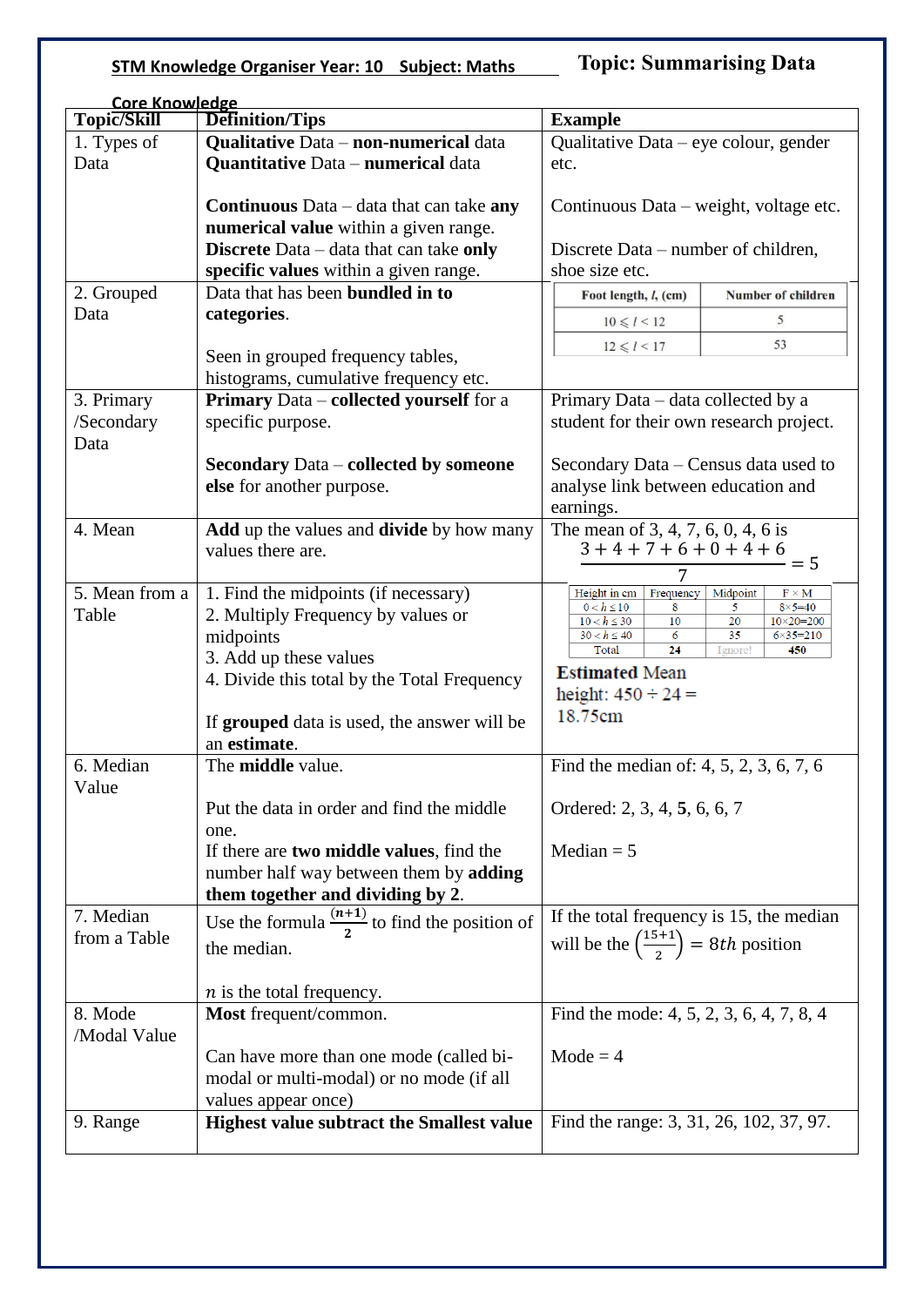**STM Knowledge Organiser Year: 10 Subject: Maths** **Topic: Summarising Data**

**Core Knowledge**

| Topic/Skill | Definition/Tips | Example |
|---|---|---|
| 1. Types of Data | **Qualitative** Data – **non-numerical** data<br>**Quantitative** Data – **numerical** data<br><br>**Continuous** Data – data that can take **any numerical value** within a given range.<br>**Discrete** Data – data that can take **only specific values** within a given range. | Qualitative Data – eye colour, gender etc.<br><br>Continuous Data – weight, voltage etc.<br><br>Discrete Data – number of children, shoe size etc. |
| 2. Grouped Data | Data that has been **bundled in to categories**.<br><br>Seen in grouped frequency tables, histograms, cumulative frequency etc. | Foot length, $l$, (cm) / Number of children:<br>$10 \leqslant l < 12$ — 5<br>$12 \leqslant l < 17$ — 53 |
| 3. Primary /Secondary Data | **Primary** Data – **collected yourself** for a specific purpose.<br><br>**Secondary** Data – **collected by someone else** for another purpose. | Primary Data – data collected by a student for their own research project.<br><br>Secondary Data – Census data used to analyse link between education and earnings. |
| 4. Mean | **Add** up the values and **divide** by how many values there are. | The mean of 3, 4, 7, 6, 0, 4, 6 is $\frac{3+4+7+6+0+4+6}{7} = 5$ |
| 5. Mean from a Table | 1. Find the midpoints (if necessary)<br>2. Multiply Frequency by values or midpoints<br>3. Add up these values<br>4. Divide this total by the Total Frequency<br><br>If **grouped** data is used, the answer will be an **estimate**. | Height in cm / Frequency / Midpoint / F × M:<br>$0 < h \leq 10$ — 8 — 5 — 8×5=40<br>$10 < h \leq 30$ — 10 — 20 — 10×20=200<br>$30 < h \leq 40$ — 6 — 35 — 6×35=210<br>Total — **24** — Ignore! — **450**<br><br>**Estimated** Mean height: 450 ÷ 24 = 18.75cm |
| 6. Median Value | The **middle** value.<br><br>Put the data in order and find the middle one.<br>If there are **two middle values**, find the number half way between them by **adding them together and dividing by 2**. | Find the median of: 4, 5, 2, 3, 6, 7, 6<br><br>Ordered: 2, 3, 4, **5**, 6, 6, 7<br><br>Median = 5 |
| 7. Median from a Table | Use the formula $\frac{(n+1)}{2}$ to find the position of the median.<br><br>$n$ is the total frequency. | If the total frequency is 15, the median will be the $\left(\frac{15+1}{2}\right) = 8th$ position |
| 8. Mode /Modal Value | **Most** frequent/common.<br><br>Can have more than one mode (called bi-modal or multi-modal) or no mode (if all values appear once) | Find the mode: 4, 5, 2, 3, 6, 4, 7, 8, 4<br><br>Mode = 4 |
| 9. Range | **Highest value subtract the Smallest value** | Find the range: 3, 31, 26, 102, 37, 97. |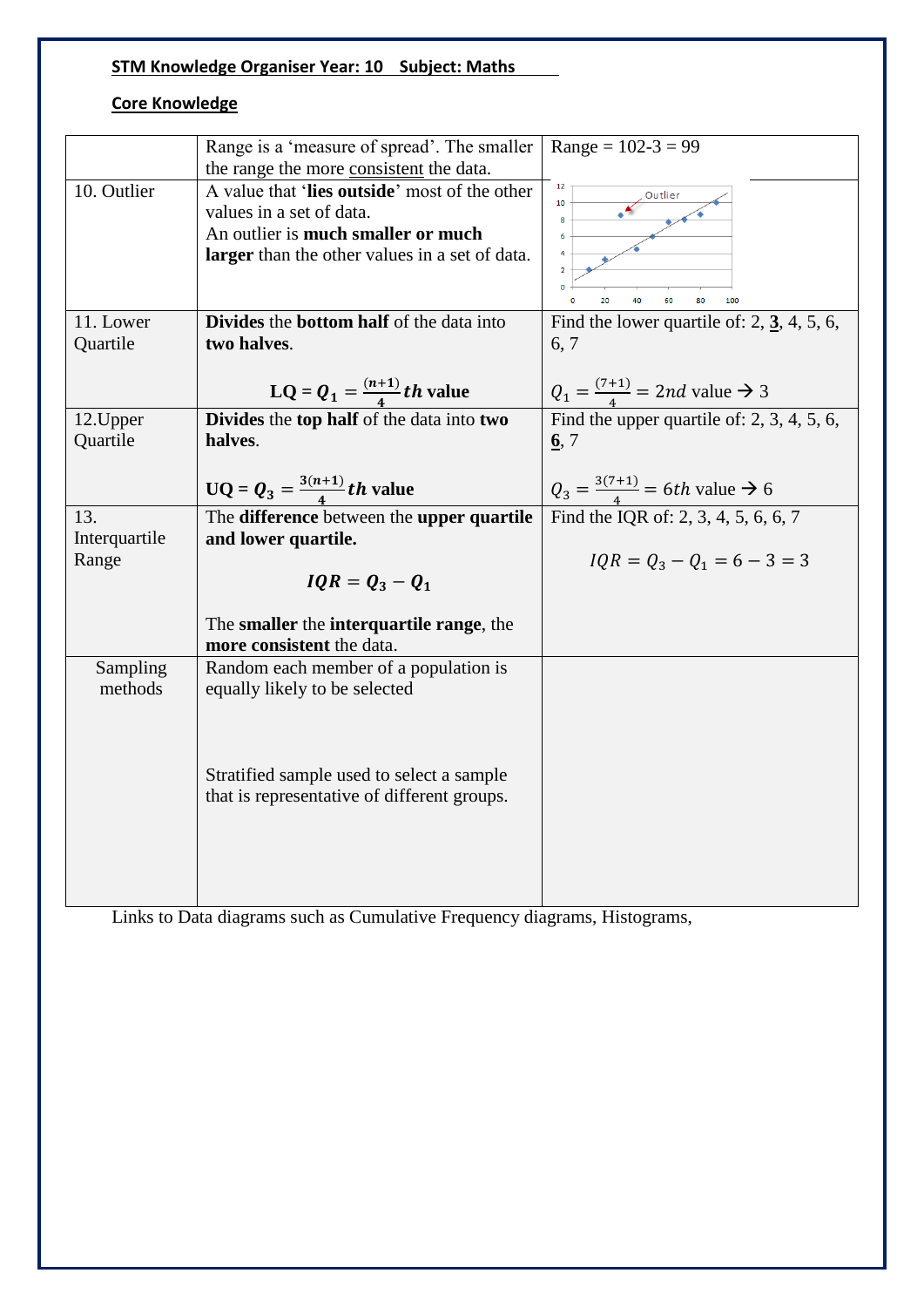**STM Knowledge Organiser Year: 10 Subject: Maths**

**Core Knowledge**

| | | |
|---|---|---|
| | Range is a 'measure of spread'. The smaller the range the more consistent the data. | Range = 102-3 = 99 |
| 10. Outlier | A value that '**lies outside**' most of the other values in a set of data. An outlier is **much smaller or much larger** than the other values in a set of data. | Outlier 12 10 8 6 4 2 0 0 20 40 60 80 100 |
| 11. Lower Quartile | **Divides** the **bottom half** of the data into **two halves**. $$LQ = Q_1 = \frac{(n+1)}{4}th \text{ value}$$ | Find the lower quartile of: 2, **3**, 4, 5, 6, 6, 7 $Q_1 = \frac{(7+1)}{4} = 2nd$ value → 3 |
| 12.Upper Quartile | **Divides** the **top half** of the data into **two halves**. $$UQ = Q_3 = \frac{3(n+1)}{4}th \text{ value}$$ | Find the upper quartile of: 2, 3, 4, 5, 6, **6**, 7 $Q_3 = \frac{3(7+1)}{4} = 6th$ value → 6 |
| 13. Interquartile Range | The **difference** between the **upper quartile and lower quartile.** $$IQR = Q_3 - Q_1$$ The **smaller** the **interquartile range**, the **more consistent** the data. | Find the IQR of: 2, 3, 4, 5, 6, 6, 7 $IQR = Q_3 - Q_1 = 6 - 3 = 3$ |
| Sampling methods | Random each member of a population is equally likely to be selected<br><br>Stratified sample used to select a sample that is representative of different groups. | |

Links to Data diagrams such as Cumulative Frequency diagrams, Histograms,